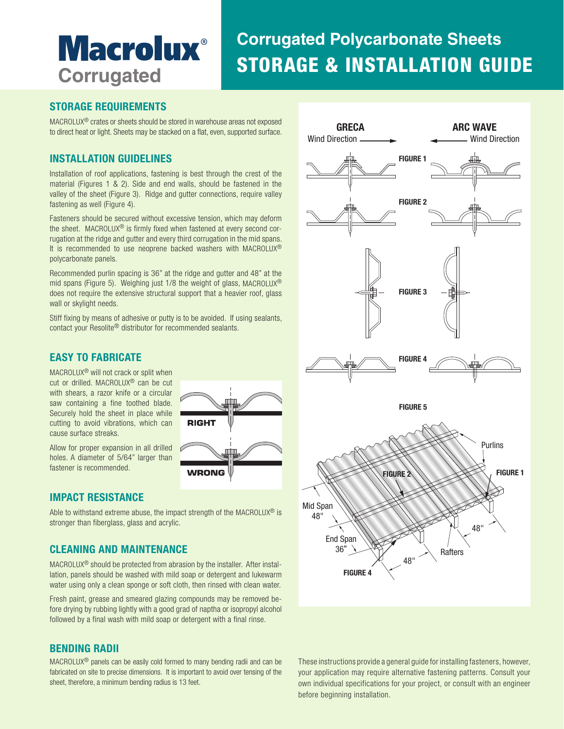# Macrolux® Corrugated

# Corrugated Polycarbonate Sheets
# STORAGE & INSTALLATION GUIDE

## STORAGE REQUIREMENTS

MACROLUX® crates or sheets should be stored in warehouse areas not exposed to direct heat or light. Sheets may be stacked on a flat, even, supported surface.

## INSTALLATION GUIDELINES

Installation of roof applications, fastening is best through the crest of the material (Figures 1 & 2). Side and end walls, should be fastened in the valley of the sheet (Figure 3). Ridge and gutter connections, require valley fastening as well (Figure 4).

Fasteners should be secured without excessive tension, which may deform the sheet. MACROLUX® is firmly fixed when fastened at every second corrugation at the ridge and gutter and every third corrugation in the mid spans. It is recommended to use neoprene backed washers with MACROLUX® polycarbonate panels.

Recommended purlin spacing is 36" at the ridge and gutter and 48" at the mid spans (Figure 5). Weighing just 1/8 the weight of glass, MACROLUX® does not require the extensive structural support that a heavier roof, glass wall or skylight needs.

Stiff fixing by means of adhesive or putty is to be avoided. If using sealants, contact your Resolite® distributor for recommended sealants.

## EASY TO FABRICATE

MACROLUX® will not crack or split when cut or drilled. MACROLUX® can be cut with shears, a razor knife or a circular saw containing a fine toothed blade. Securely hold the sheet in place while cutting to avoid vibrations, which can cause surface streaks.

Allow for proper expansion in all drilled holes. A diameter of 5/64" larger than fastener is recommended.

RIGHT

WRONG

## IMPACT RESISTANCE

Able to withstand extreme abuse, the impact strength of the MACROLUX® is stronger than fiberglass, glass and acrylic.

## CLEANING AND MAINTENANCE

MACROLUX® should be protected from abrasion by the installer. After installation, panels should be washed with mild soap or detergent and lukewarm water using only a clean sponge or soft cloth, then rinsed with clean water.

Fresh paint, grease and smeared glazing compounds may be removed before drying by rubbing lightly with a good grad of naptha or isopropyl alcohol followed by a final wash with mild soap or detergent with a final rinse.

## BENDING RADII

MACROLUX® panels can be easily cold formed to many bending radii and can be fabricated on site to precise dimensions. It is important to avoid over tensing of the sheet, therefore, a minimum bending radius is 13 feet.

GRECA — Wind Direction

ARC WAVE — Wind Direction

FIGURE 1

FIGURE 2

FIGURE 3

FIGURE 4

FIGURE 5

Purlins, Mid Span 48", End Span 36", Rafters, 48", 48", FIGURE 1, FIGURE 2, FIGURE 4

These instructions provide a general guide for installing fasteners, however, your application may require alternative fastening patterns. Consult your own individual specifications for your project, or consult with an engineer before beginning installation.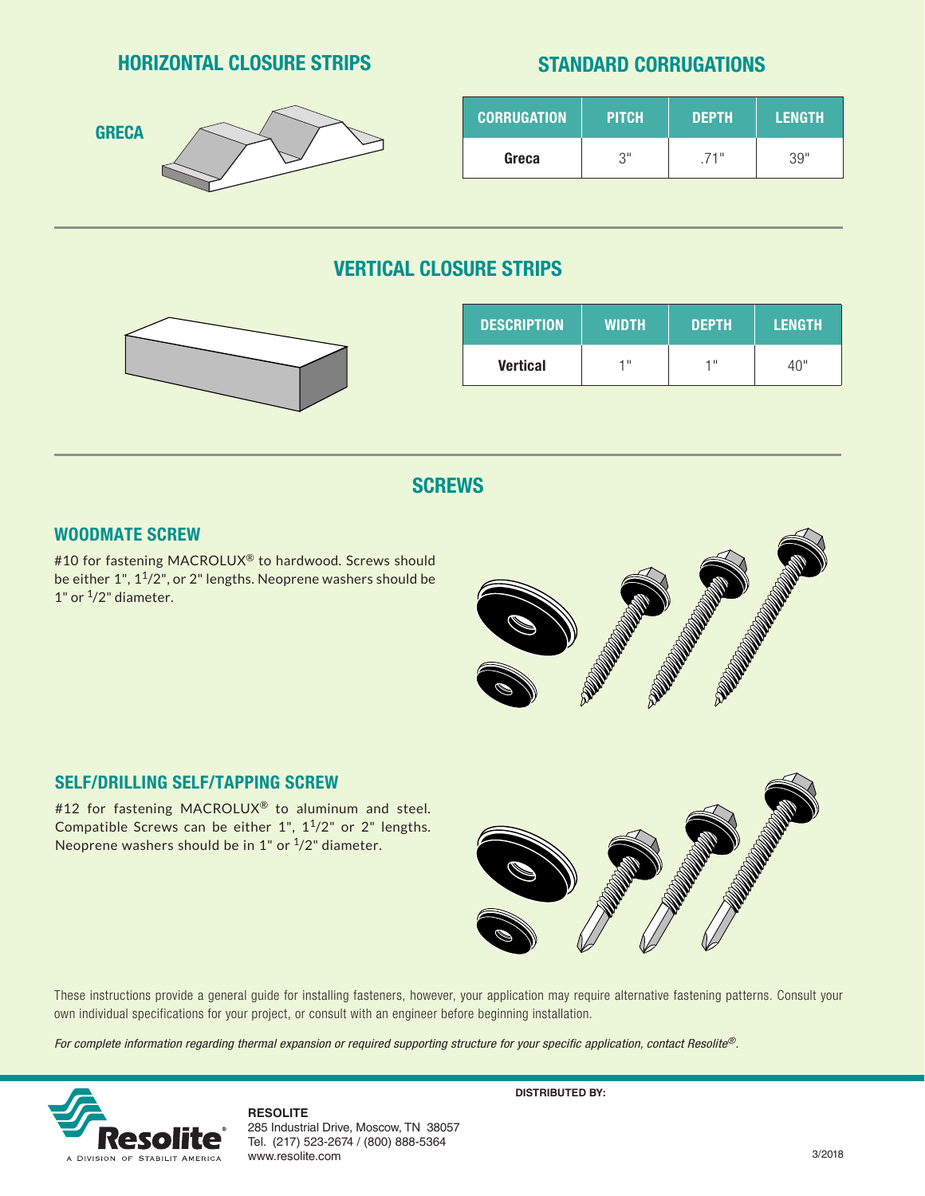## HORIZONTAL CLOSURE STRIPS

GRECA

## STANDARD CORRUGATIONS

| CORRUGATION | PITCH | DEPTH | LENGTH |
|---|---|---|---|
| **Greca** | 3" | .71" | 39" |

## VERTICAL CLOSURE STRIPS

| DESCRIPTION | WIDTH | DEPTH | LENGTH |
|---|---|---|---|
| **Vertical** | 1" | 1" | 40" |

## SCREWS

### WOODMATE SCREW

#10 for fastening MACROLUX® to hardwood. Screws should be either 1", 1 1/2", or 2" lengths. Neoprene washers should be 1" or 1/2" diameter.

### SELF/DRILLING SELF/TAPPING SCREW

#12 for fastening MACROLUX® to aluminum and steel. Compatible Screws can be either 1", 1 1/2" or 2" lengths. Neoprene washers should be in 1" or 1/2" diameter.

These instructions provide a general guide for installing fasteners, however, your application may require alternative fastening patterns. Consult your own individual specifications for your project, or consult with an engineer before beginning installation.

*For complete information regarding thermal expansion or required supporting structure for your specific application, contact Resolite®.*

Resolite®
A DIVISION OF STABILIT AMERICA

**RESOLITE**
285 Industrial Drive, Moscow, TN 38057
Tel. (217) 523-2674 / (800) 888-5364
www.resolite.com

**DISTRIBUTED BY:**

3/2018